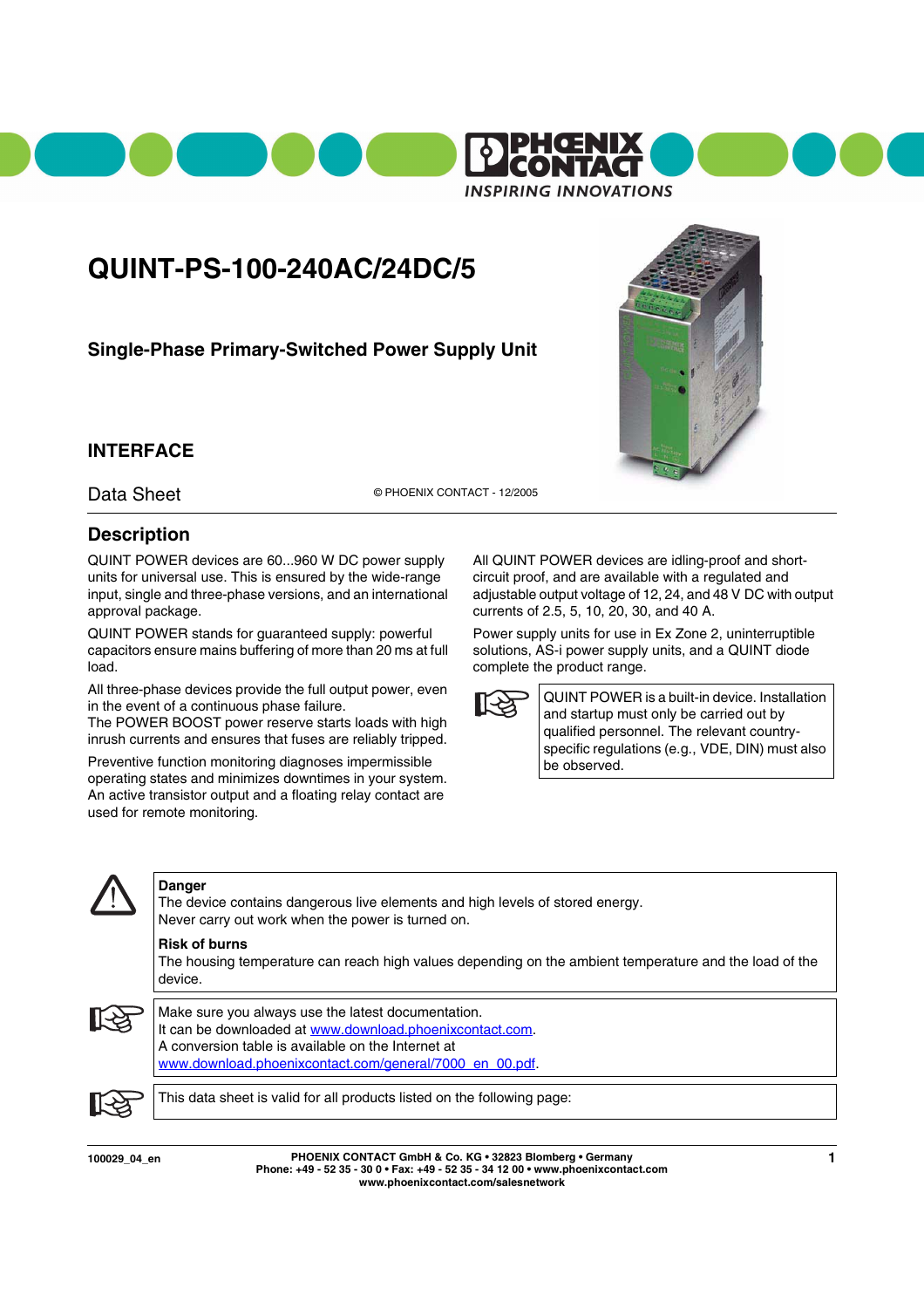# QUINT-PS-100-240AC/24DC/5

## Single-Phase Primary-Switched Power Supply Unit

## INTERFACE

Data Sheet

© PHOENIX CONTACT - 12/2005

## Description

QUINT POWER devices are 60...960 W DC power supply units for universal use. This is ensured by the wide-range input, single and three-phase versions, and an international approval package.

QUINT POWER stands for guaranteed supply: powerful capacitors ensure mains buffering of more than 20 ms at full load.

All three-phase devices provide the full output power, even in the event of a continuous phase failure.
The POWER BOOST power reserve starts loads with high inrush currents and ensures that fuses are reliably tripped.

Preventive function monitoring diagnoses impermissible operating states and minimizes downtimes in your system. An active transistor output and a floating relay contact are used for remote monitoring.

All QUINT POWER devices are idling-proof and short-circuit proof, and are available with a regulated and adjustable output voltage of 12, 24, and 48 V DC with output currents of 2.5, 5, 10, 20, 30, and 40 A.

Power supply units for use in Ex Zone 2, uninterruptible solutions, AS-i power supply units, and a QUINT diode complete the product range.

QUINT POWER is a built-in device. Installation and startup must only be carried out by qualified personnel. The relevant country-specific regulations (e.g., VDE, DIN) must also be observed.

**Danger**
The device contains dangerous live elements and high levels of stored energy.
Never carry out work when the power is turned on.

**Risk of burns**
The housing temperature can reach high values depending on the ambient temperature and the load of the device.

Make sure you always use the latest documentation.
It can be downloaded at www.download.phoenixcontact.com.
A conversion table is available on the Internet at
www.download.phoenixcontact.com/general/7000_en_00.pdf.

This data sheet is valid for all products listed on the following page:

100029_04_en

PHOENIX CONTACT GmbH & Co. KG • 32823 Blomberg • Germany
Phone: +49 - 52 35 - 30 0 • Fax: +49 - 52 35 - 34 12 00 • www.phoenixcontact.com
www.phoenixcontact.com/salesnetwork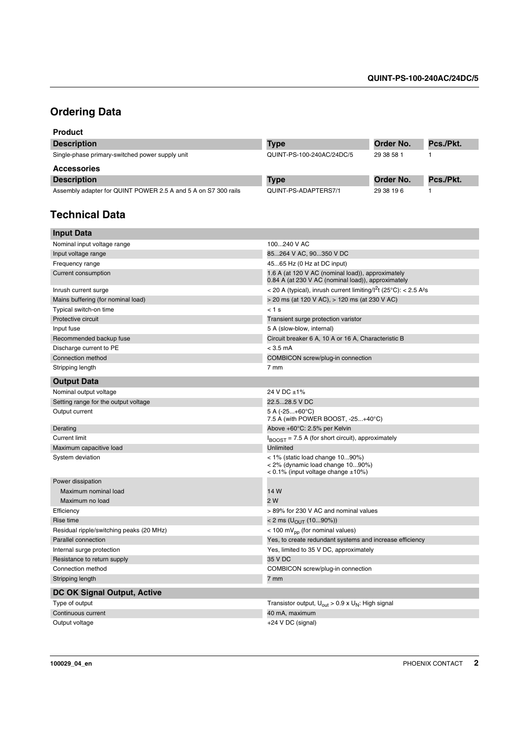## Ordering Data

### Product

| Description | Type | Order No. | Pcs./Pkt. |
| --- | --- | --- | --- |
| Single-phase primary-switched power supply unit | QUINT-PS-100-240AC/24DC/5 | 29 38 58 1 | 1 |

### Accessories

| Description | Type | Order No. | Pcs./Pkt. |
| --- | --- | --- | --- |
| Assembly adapter for QUINT POWER 2.5 A and 5 A on S7 300 rails | QUINT-PS-ADAPTERS7/1 | 29 38 19 6 | 1 |

## Technical Data

| Input Data | |
| --- | --- |
| Nominal input voltage range | 100...240 V AC |
| Input voltage range | 85...264 V AC, 90...350 V DC |
| Frequency range | 45...65 Hz (0 Hz at DC input) |
| Current consumption | 1.6 A (at 120 V AC (nominal load)), approximately<br>0.84 A (at 230 V AC (nominal load)), approximately |
| Inrush current surge | < 20 A (typical), inrush current limiting/$I^2t$ (25°C): < 2.5 A²s |
| Mains buffering (for nominal load) | > 20 ms (at 120 V AC), > 120 ms (at 230 V AC) |
| Typical switch-on time | < 1 s |
| Protective circuit | Transient surge protection varistor |
| Input fuse | 5 A (slow-blow, internal) |
| Recommended backup fuse | Circuit breaker 6 A, 10 A or 16 A, Characteristic B |
| Discharge current to PE | < 3.5 mA |
| Connection method | COMBICON screw/plug-in connection |
| Stripping length | 7 mm |

| Output Data | |
| --- | --- |
| Nominal output voltage | 24 V DC ±1% |
| Setting range for the output voltage | 22.5...28.5 V DC |
| Output current | 5 A (-25...+60°C)<br>7.5 A (with POWER BOOST, -25...+40°C) |
| Derating | Above +60°C: 2.5% per Kelvin |
| Current limit | $I_{BOOST}$ = 7.5 A (for short circuit), approximately |
| Maximum capacitive load | Unlimited |
| System deviation | < 1% (static load change 10...90%)<br>< 2% (dynamic load change 10...90%)<br>< 0.1% (input voltage change ±10%) |
| Power dissipation | |
| Maximum nominal load | 14 W |
| Maximum no load | 2 W |
| Efficiency | > 89% for 230 V AC and nominal values |
| Rise time | < 2 ms ($U_{OUT}$ (10...90%)) |
| Residual ripple/switching peaks (20 MHz) | < 100 $mV_{pp}$ (for nominal values) |
| Parallel connection | Yes, to create redundant systems and increase efficiency |
| Internal surge protection | Yes, limited to 35 V DC, approximately |
| Resistance to return supply | 35 V DC |
| Connection method | COMBICON screw/plug-in connection |
| Stripping length | 7 mm |

| DC OK Signal Output, Active | |
| --- | --- |
| Type of output | Transistor output, $U_{out}$ > 0.9 x $U_N$: High signal |
| Continuous current | 40 mA, maximum |
| Output voltage | +24 V DC (signal) |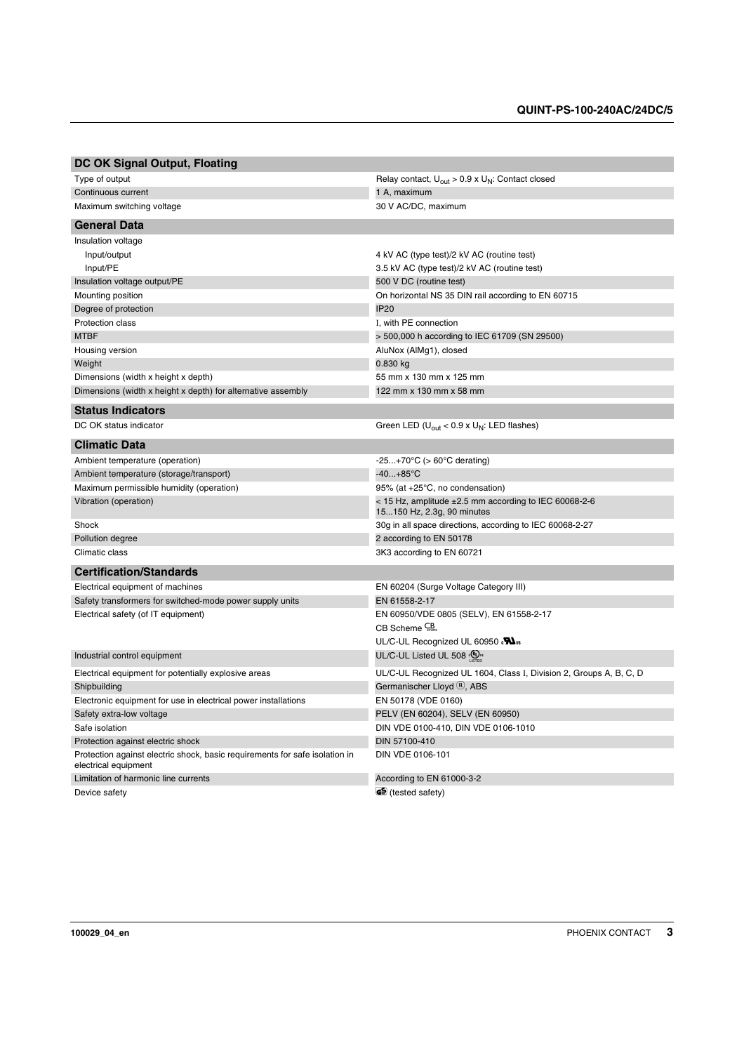## DC OK Signal Output, Floating

| | |
|---|---|
| Type of output | Relay contact, $U_{out}$ > 0.9 x $U_N$: Contact closed |
| Continuous current | 1 A, maximum |
| Maximum switching voltage | 30 V AC/DC, maximum |

## General Data

| | |
|---|---|
| Insulation voltage | |
| Input/output | 4 kV AC (type test)/2 kV AC (routine test) |
| Input/PE | 3.5 kV AC (type test)/2 kV AC (routine test) |
| Insulation voltage output/PE | 500 V DC (routine test) |
| Mounting position | On horizontal NS 35 DIN rail according to EN 60715 |
| Degree of protection | IP20 |
| Protection class | I, with PE connection |
| MTBF | > 500,000 h according to IEC 61709 (SN 29500) |
| Housing version | AluNox (AlMg1), closed |
| Weight | 0.830 kg |
| Dimensions (width x height x depth) | 55 mm x 130 mm x 125 mm |
| Dimensions (width x height x depth) for alternative assembly | 122 mm x 130 mm x 58 mm |

## Status Indicators

| | |
|---|---|
| DC OK status indicator | Green LED ($U_{out}$ < 0.9 x $U_N$: LED flashes) |

## Climatic Data

| | |
|---|---|
| Ambient temperature (operation) | -25...+70°C (> 60°C derating) |
| Ambient temperature (storage/transport) | -40...+85°C |
| Maximum permissible humidity (operation) | 95% (at +25°C, no condensation) |
| Vibration (operation) | < 15 Hz, amplitude ±2.5 mm according to IEC 60068-2-6<br>15...150 Hz, 2.3g, 90 minutes |
| Shock | 30g in all space directions, according to IEC 60068-2-27 |
| Pollution degree | 2 according to EN 50178 |
| Climatic class | 3K3 according to EN 60721 |

## Certification/Standards

| | |
|---|---|
| Electrical equipment of machines | EN 60204 (Surge Voltage Category III) |
| Safety transformers for switched-mode power supply units | EN 61558-2-17 |
| Electrical safety (of IT equipment) | EN 60950/VDE 0805 (SELV), EN 61558-2-17<br>CB Scheme<br>UL/C-UL Recognized UL 60950 |
| Industrial control equipment | UL/C-UL Listed UL 508 |
| Electrical equipment for potentially explosive areas | UL/C-UL Recognized UL 1604, Class I, Division 2, Groups A, B, C, D |
| Shipbuilding | Germanischer Lloyd, ABS |
| Electronic equipment for use in electrical power installations | EN 50178 (VDE 0160) |
| Safety extra-low voltage | PELV (EN 60204), SELV (EN 60950) |
| Safe isolation | DIN VDE 0100-410, DIN VDE 0106-1010 |
| Protection against electric shock | DIN 57100-410 |
| Protection against electric shock, basic requirements for safe isolation in electrical equipment | DIN VDE 0106-101 |
| Limitation of harmonic line currents | According to EN 61000-3-2 |
| Device safety | GS (tested safety) |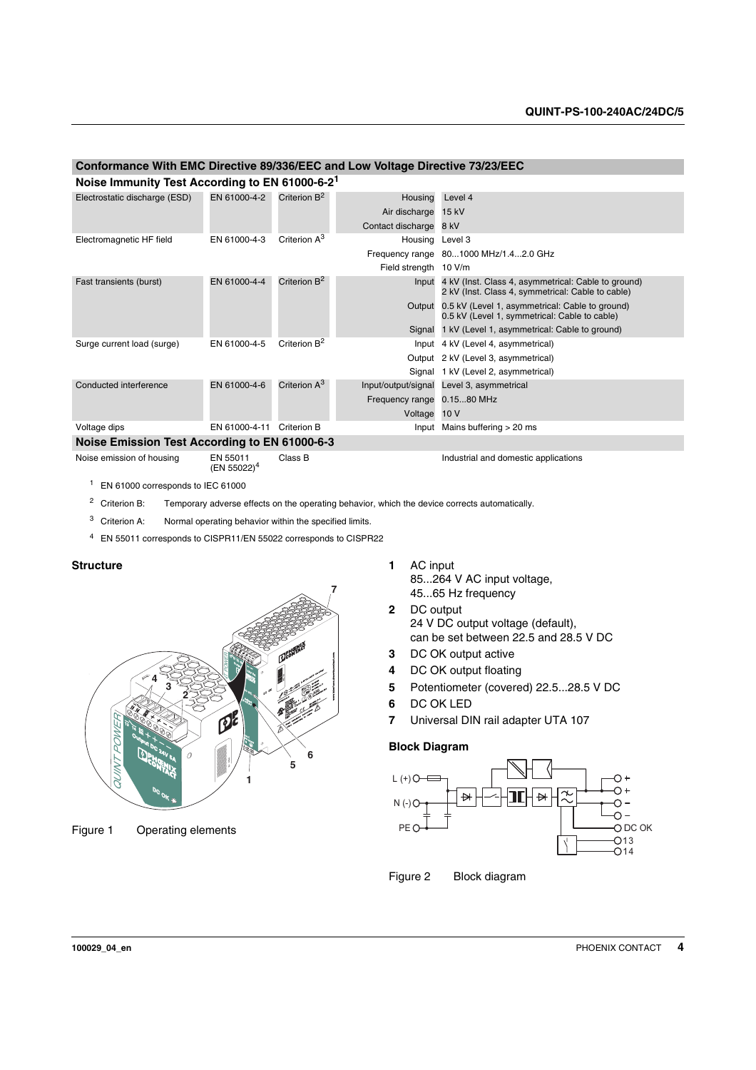## Conformance With EMC Directive 89/336/EEC and Low Voltage Directive 73/23/EEC

### Noise Immunity Test According to EN 61000-6-2[1]

| | | | | |
|---|---|---|---|---|
| Electrostatic discharge (ESD) | EN 61000-4-2 | Criterion B[2] | Housing | Level 4 |
| | | | Air discharge | 15 kV |
| | | | Contact discharge | 8 kV |
| Electromagnetic HF field | EN 61000-4-3 | Criterion A[3] | Housing | Level 3 |
| | | | Frequency range | 80...1000 MHz/1.4...2.0 GHz |
| | | | Field strength | 10 V/m |
| Fast transients (burst) | EN 61000-4-4 | Criterion B[2] | Input | 4 kV (Inst. Class 4, asymmetrical: Cable to ground)<br>2 kV (Inst. Class 4, symmetrical: Cable to cable) |
| | | | Output | 0.5 kV (Level 1, asymmetrical: Cable to ground)<br>0.5 kV (Level 1, symmetrical: Cable to cable) |
| | | | Signal | 1 kV (Level 1, asymmetrical: Cable to ground) |
| Surge current load (surge) | EN 61000-4-5 | Criterion B[2] | Input | 4 kV (Level 4, asymmetrical) |
| | | | Output | 2 kV (Level 3, asymmetrical) |
| | | | Signal | 1 kV (Level 2, asymmetrical) |
| Conducted interference | EN 61000-4-6 | Criterion A[3] | Input/output/signal | Level 3, asymmetrical |
| | | | Frequency range | 0.15...80 MHz |
| | | | Voltage | 10 V |
| Voltage dips | EN 61000-4-11 | Criterion B | Input | Mains buffering > 20 ms |

### Noise Emission Test According to EN 61000-6-3

| | | | | |
|---|---|---|---|---|
| Noise emission of housing | EN 55011 (EN 55022)[4] | Class B | | Industrial and domestic applications |

[1] EN 61000 corresponds to IEC 61000

[2] Criterion B: Temporary adverse effects on the operating behavior, which the device corrects automatically.

[3] Criterion A: Normal operating behavior within the specified limits.

[4] EN 55011 corresponds to CISPR11/EN 55022 corresponds to CISPR22

## Structure

Figure 1 Operating elements

1. AC input
   85...264 V AC input voltage,
   45...65 Hz frequency
2. DC output
   24 V DC output voltage (default),
   can be set between 22.5 and 28.5 V DC
3. DC OK output active
4. DC OK output floating
5. Potentiometer (covered) 22.5...28.5 V DC
6. DC OK LED
7. Universal DIN rail adapter UTA 107

## Block Diagram

L (+)
N (-)
PE
+
+
–
–
DC OK
13
14

Figure 2 Block diagram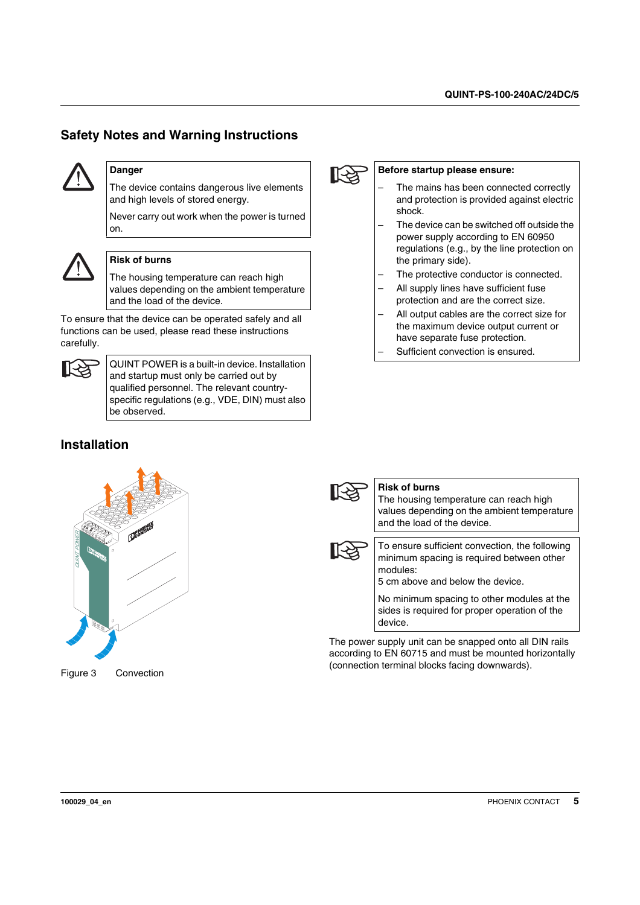## Safety Notes and Warning Instructions

**Danger**

The device contains dangerous live elements and high levels of stored energy.

Never carry out work when the power is turned on.

**Risk of burns**

The housing temperature can reach high values depending on the ambient temperature and the load of the device.

To ensure that the device can be operated safely and all functions can be used, please read these instructions carefully.

QUINT POWER is a built-in device. Installation and startup must only be carried out by qualified personnel. The relevant country-specific regulations (e.g., VDE, DIN) must also be observed.

**Before startup please ensure:**

- The mains has been connected correctly and protection is provided against electric shock.
- The device can be switched off outside the power supply according to EN 60950 regulations (e.g., by the line protection on the primary side).
- The protective conductor is connected.
- All supply lines have sufficient fuse protection and are the correct size.
- All output cables are the correct size for the maximum device output current or have separate fuse protection.
- Sufficient convection is ensured.

## Installation

Figure 3 Convection

**Risk of burns**

The housing temperature can reach high values depending on the ambient temperature and the load of the device.

To ensure sufficient convection, the following minimum spacing is required between other modules:
5 cm above and below the device.

No minimum spacing to other modules at the sides is required for proper operation of the device.

The power supply unit can be snapped onto all DIN rails according to EN 60715 and must be mounted horizontally (connection terminal blocks facing downwards).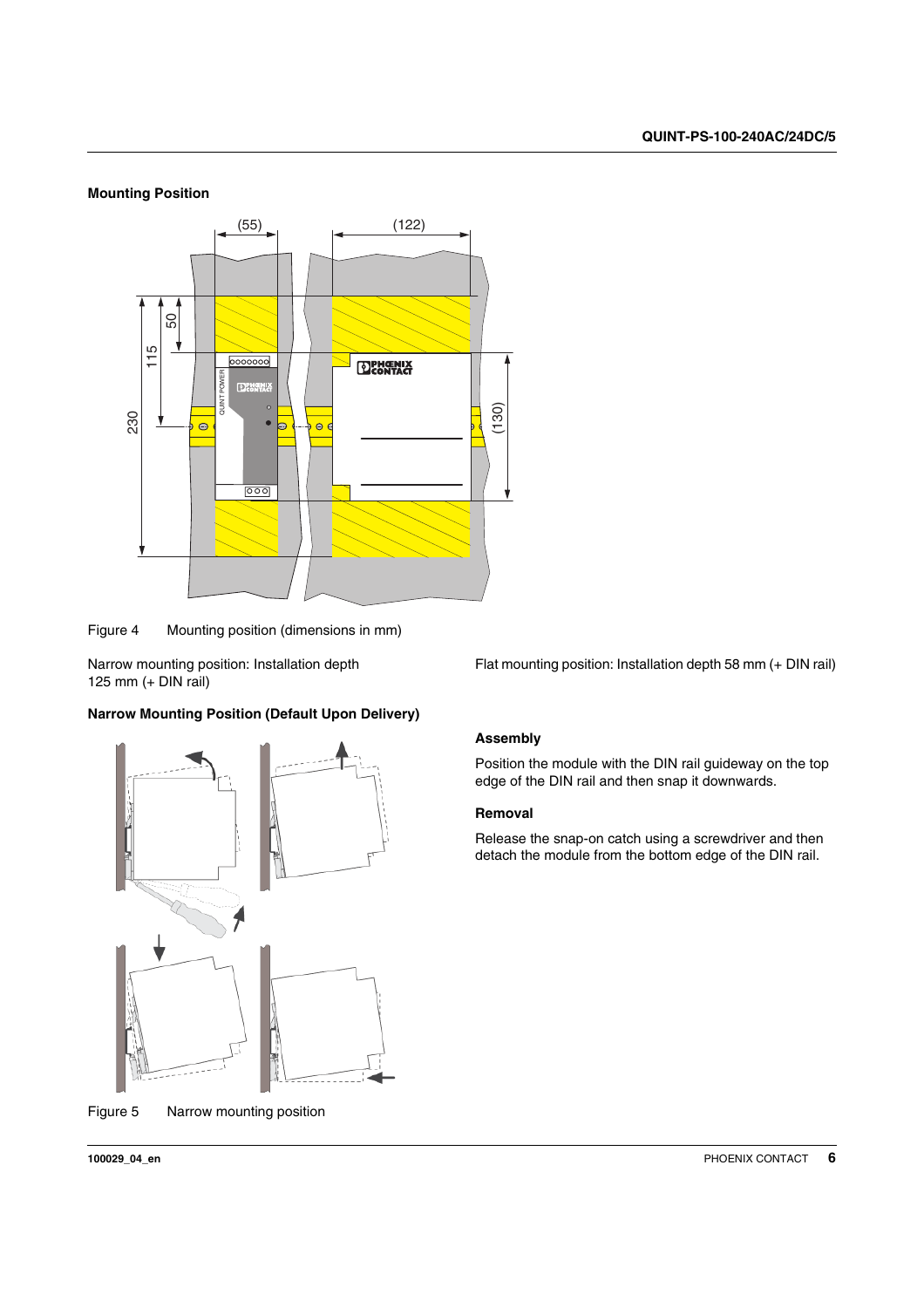## Mounting Position

(55)
(122)
50
115
230
(130)

Figure 4 Mounting position (dimensions in mm)

Narrow mounting position: Installation depth 125 mm (+ DIN rail)

Flat mounting position: Installation depth 58 mm (+ DIN rail)

## Narrow Mounting Position (Default Upon Delivery)

Figure 5 Narrow mounting position

### Assembly

Position the module with the DIN rail guideway on the top edge of the DIN rail and then snap it downwards.

### Removal

Release the snap-on catch using a screwdriver and then detach the module from the bottom edge of the DIN rail.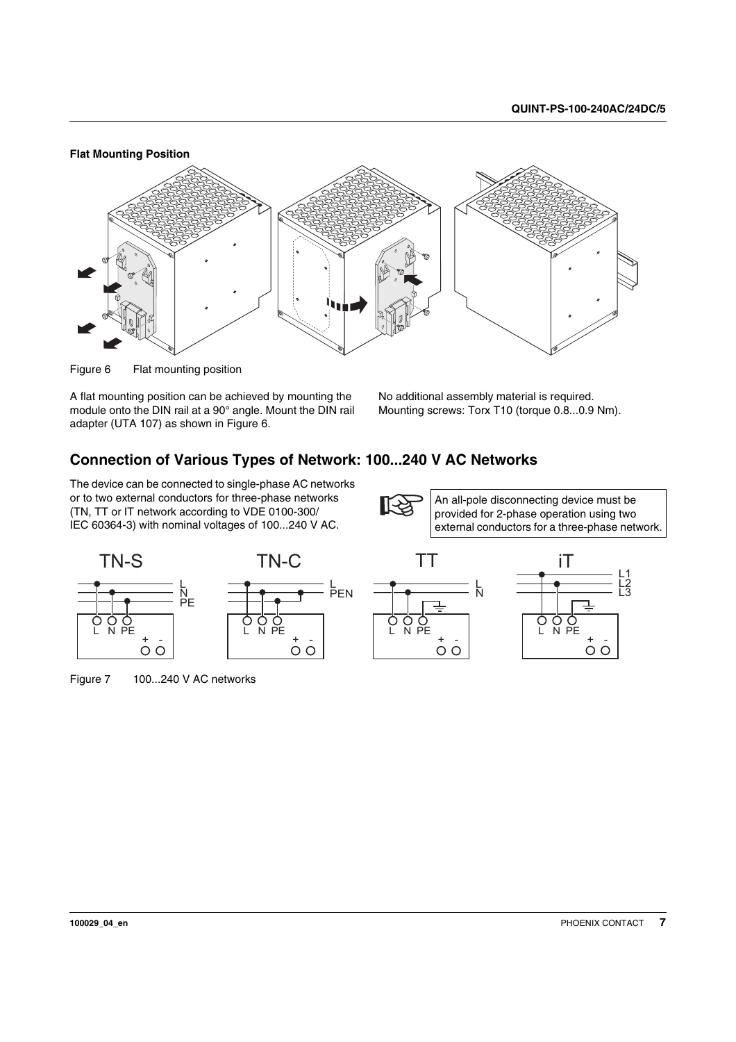**Flat Mounting Position**

Figure 6  Flat mounting position

A flat mounting position can be achieved by mounting the module onto the DIN rail at a 90° angle. Mount the DIN rail adapter (UTA 107) as shown in Figure 6.

No additional assembly material is required.
Mounting screws: Torx T10 (torque 0.8...0.9 Nm).

## Connection of Various Types of Network: 100...240 V AC Networks

The device can be connected to single-phase AC networks or to two external conductors for three-phase networks (TN, TT or IT network according to VDE 0100-300/ IEC 60364-3) with nominal voltages of 100...240 V AC.

An all-pole disconnecting device must be provided for 2-phase operation using two external conductors for a three-phase network.

TN-S
L
N
PE
L N PE
+ -

TN-C
L
PEN
L N PE
+ -

TT
L
N
L N PE
+ -

iT
L1
L2
L3
L N PE
+ -

Figure 7  100...240 V AC networks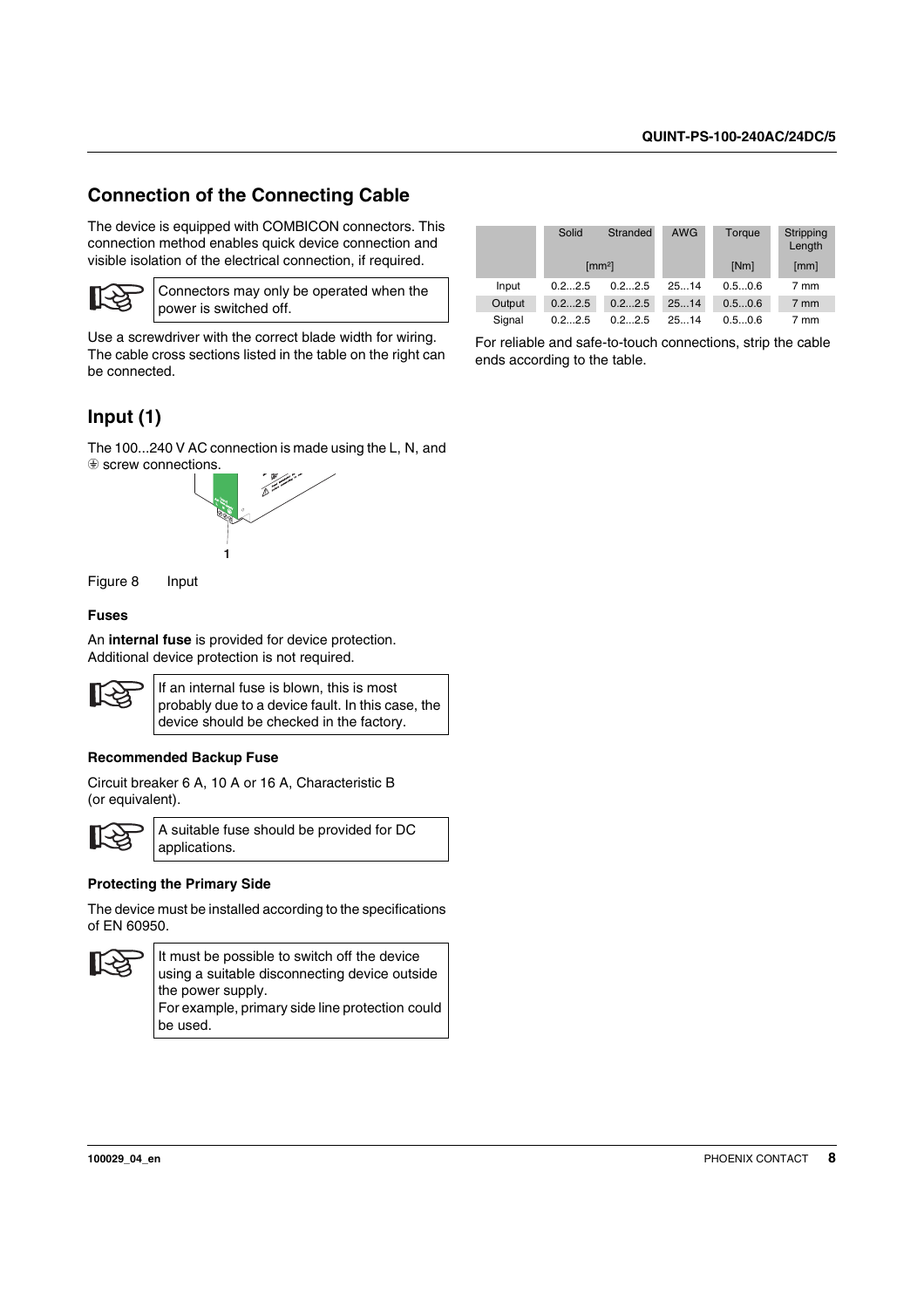## Connection of the Connecting Cable

The device is equipped with COMBICON connectors. This connection method enables quick device connection and visible isolation of the electrical connection, if required.

> Connectors may only be operated when the power is switched off.

Use a screwdriver with the correct blade width for wiring. The cable cross sections listed in the table on the right can be connected.

| | Solid | Stranded | AWG | Torque | Stripping Length |
|---|---|---|---|---|---|
| | [mm²] | | | [Nm] | [mm] |
| Input | 0.2...2.5 | 0.2...2.5 | 25...14 | 0.5...0.6 | 7 mm |
| Output | 0.2...2.5 | 0.2...2.5 | 25...14 | 0.5...0.6 | 7 mm |
| Signal | 0.2...2.5 | 0.2...2.5 | 25...14 | 0.5...0.6 | 7 mm |

For reliable and safe-to-touch connections, strip the cable ends according to the table.

## Input (1)

The 100...240 V AC connection is made using the L, N, and ⏚ screw connections.

1

Figure 8 Input

### Fuses

An **internal fuse** is provided for device protection. Additional device protection is not required.

> If an internal fuse is blown, this is most probably due to a device fault. In this case, the device should be checked in the factory.

### Recommended Backup Fuse

Circuit breaker 6 A, 10 A or 16 A, Characteristic B (or equivalent).

> A suitable fuse should be provided for DC applications.

### Protecting the Primary Side

The device must be installed according to the specifications of EN 60950.

> It must be possible to switch off the device using a suitable disconnecting device outside the power supply.
> For example, primary side line protection could be used.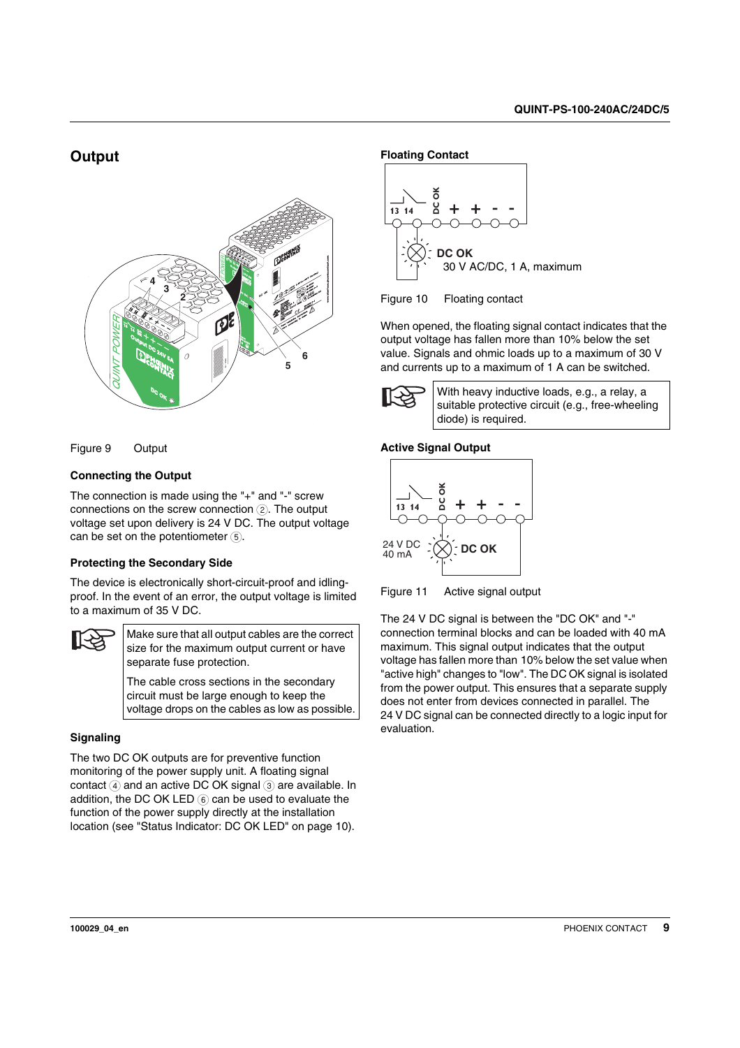## Output

Figure 9 Output

### Connecting the Output

The connection is made using the "+" and "-" screw connections on the screw connection ② . The output voltage set upon delivery is 24 V DC. The output voltage can be set on the potentiometer ⑤.

### Protecting the Secondary Side

The device is electronically short-circuit-proof and idling-proof. In the event of an error, the output voltage is limited to a maximum of 35 V DC.

> Make sure that all output cables are the correct size for the maximum output current or have separate fuse protection.
>
> The cable cross sections in the secondary circuit must be large enough to keep the voltage drops on the cables as low as possible.

### Signaling

The two DC OK outputs are for preventive function monitoring of the power supply unit. A floating signal contact ④ and an active DC OK signal ③ are available. In addition, the DC OK LED ⑥ can be used to evaluate the function of the power supply directly at the installation location (see "Status Indicator: DC OK LED" on page 10).

### Floating Contact

13 14 DC OK + + - -

DC OK
30 V AC/DC, 1 A, maximum

Figure 10 Floating contact

When opened, the floating signal contact indicates that the output voltage has fallen more than 10% below the set value. Signals and ohmic loads up to a maximum of 30 V and currents up to a maximum of 1 A can be switched.

> With heavy inductive loads, e.g., a relay, a suitable protective circuit (e.g., free-wheeling diode) is required.

### Active Signal Output

13 14 DC OK + + - -

24 V DC
40 mA
DC OK

Figure 11 Active signal output

The 24 V DC signal is between the "DC OK" and "-" connection terminal blocks and can be loaded with 40 mA maximum. This signal output indicates that the output voltage has fallen more than 10% below the set value when "active high" changes to "low". The DC OK signal is isolated from the power output. This ensures that a separate supply does not enter from devices connected in parallel. The 24 V DC signal can be connected directly to a logic input for evaluation.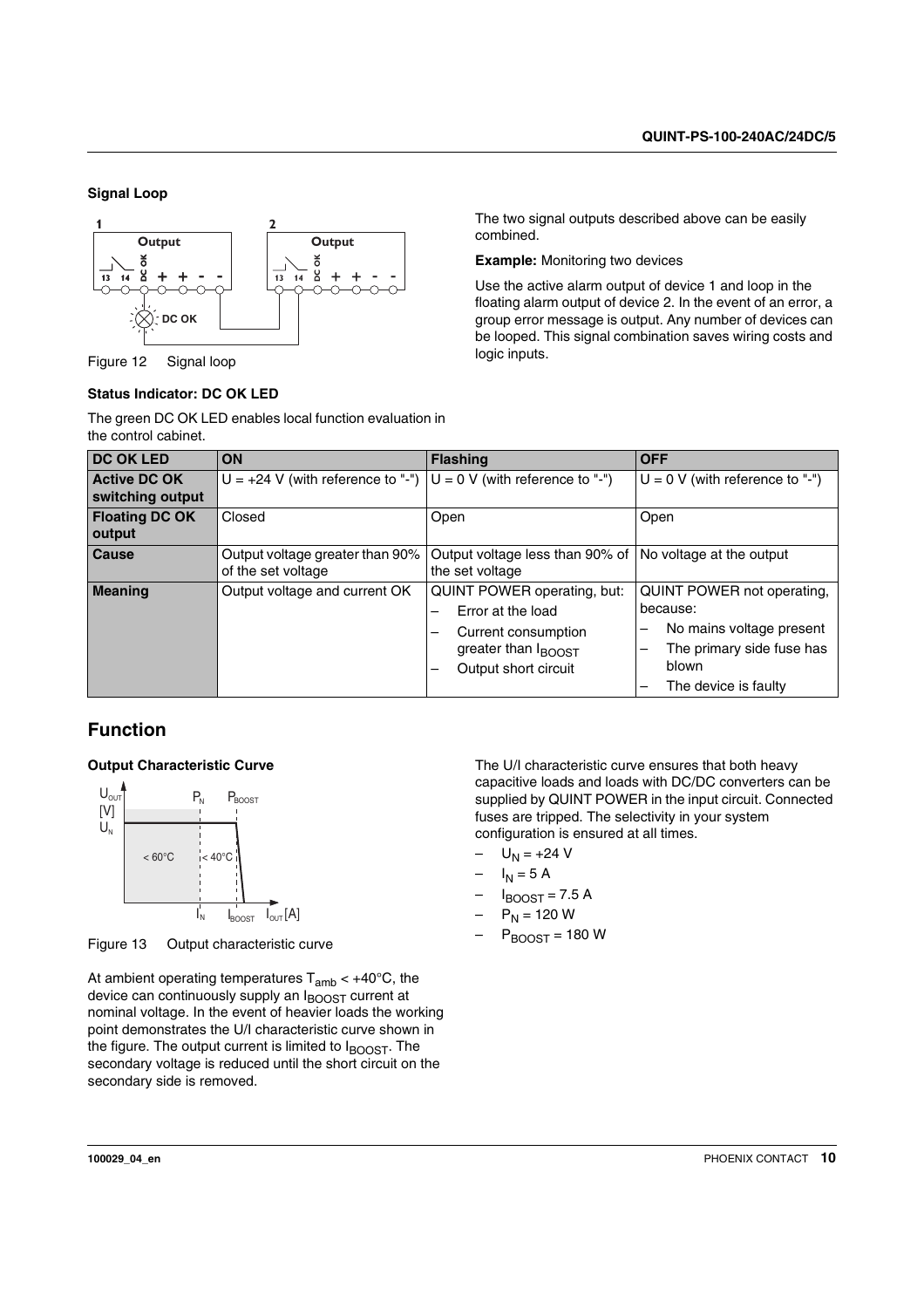### Signal Loop

1

Output

13 14 DC OK + + - -

DC OK

2

Output

13 14 DC OK + + - -

Figure 12 Signal loop

The two signal outputs described above can be easily combined.

**Example:** Monitoring two devices

Use the active alarm output of device 1 and loop in the floating alarm output of device 2. In the event of an error, a group error message is output. Any number of devices can be looped. This signal combination saves wiring costs and logic inputs.

### Status Indicator: DC OK LED

The green DC OK LED enables local function evaluation in the control cabinet.

| DC OK LED | ON | Flashing | OFF |
|---|---|---|---|
| **Active DC OK switching output** | U = +24 V (with reference to "-") | U = 0 V (with reference to "-") | U = 0 V (with reference to "-") |
| **Floating DC OK output** | Closed | Open | Open |
| **Cause** | Output voltage greater than 90% of the set voltage | Output voltage less than 90% of the set voltage | No voltage at the output |
| **Meaning** | Output voltage and current OK | QUINT POWER operating, but: – Error at the load – Current consumption greater than $I_{BOOST}$ – Output short circuit | QUINT POWER not operating, because: – No mains voltage present – The primary side fuse has blown – The device is faulty |

## Function

### Output Characteristic Curve

$U_{OUT}$ [V]

$U_N$

$P_N$ $P_{BOOST}$

< 60°C

< 40°C

$I_N$ $I_{BOOST}$ $I_{OUT}$ [A]

Figure 13 Output characteristic curve

At ambient operating temperatures $T_{amb}$ < +40°C, the device can continuously supply an $I_{BOOST}$ current at nominal voltage. In the event of heavier loads the working point demonstrates the U/I characteristic curve shown in the figure. The output current is limited to $I_{BOOST}$. The secondary voltage is reduced until the short circuit on the secondary side is removed.

The U/I characteristic curve ensures that both heavy capacitive loads and loads with DC/DC converters can be supplied by QUINT POWER in the input circuit. Connected fuses are tripped. The selectivity in your system configuration is ensured at all times.

– $U_N$ = +24 V
– $I_N$ = 5 A
– $I_{BOOST}$ = 7.5 A
– $P_N$ = 120 W
– $P_{BOOST}$ = 180 W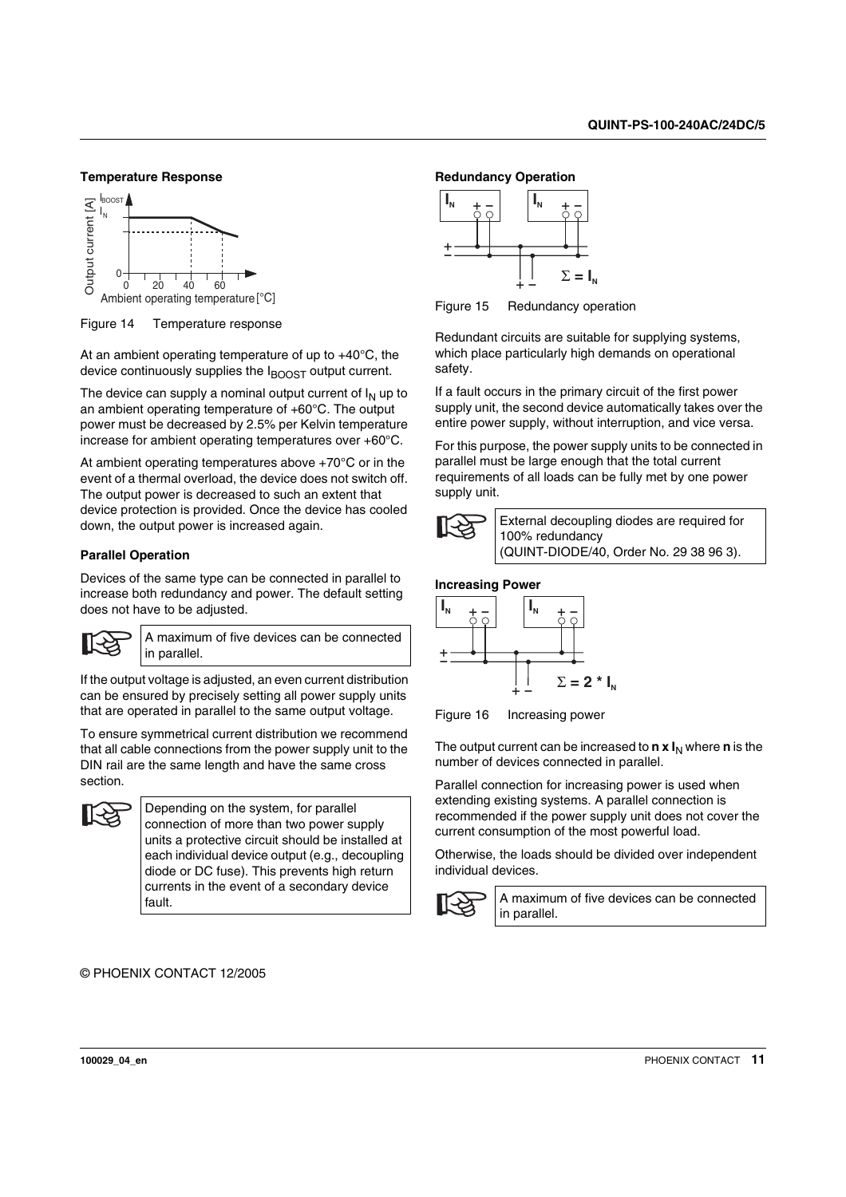### Temperature Response

$I_{BOOST}$
$I_N$
Output current [A]
0
0 20 40 60
Ambient operating temperature [°C]

Figure 14 Temperature response

At an ambient operating temperature of up to +40°C, the device continuously supplies the $I_{BOOST}$ output current.

The device can supply a nominal output current of $I_N$ up to an ambient operating temperature of +60°C. The output power must be decreased by 2.5% per Kelvin temperature increase for ambient operating temperatures over +60°C.

At ambient operating temperatures above +70°C or in the event of a thermal overload, the device does not switch off. The output power is decreased to such an extent that device protection is provided. Once the device has cooled down, the output power is increased again.

### Parallel Operation

Devices of the same type can be connected in parallel to increase both redundancy and power. The default setting does not have to be adjusted.

> A maximum of five devices can be connected in parallel.

If the output voltage is adjusted, an even current distribution can be ensured by precisely setting all power supply units that are operated in parallel to the same output voltage.

To ensure symmetrical current distribution we recommend that all cable connections from the power supply unit to the DIN rail are the same length and have the same cross section.

> Depending on the system, for parallel connection of more than two power supply units a protective circuit should be installed at each individual device output (e.g., decoupling diode or DC fuse). This prevents high return currents in the event of a secondary device fault.

© PHOENIX CONTACT 12/2005

### Redundancy Operation

$I_N$ + –
$I_N$ + –
+
–
+ –
$\Sigma = I_N$

Figure 15 Redundancy operation

Redundant circuits are suitable for supplying systems, which place particularly high demands on operational safety.

If a fault occurs in the primary circuit of the first power supply unit, the second device automatically takes over the entire power supply, without interruption, and vice versa.

For this purpose, the power supply units to be connected in parallel must be large enough that the total current requirements of all loads can be fully met by one power supply unit.

> External decoupling diodes are required for 100% redundancy (QUINT-DIODE/40, Order No. 29 38 96 3).

### Increasing Power

$I_N$ + –
$I_N$ + –
+
–
+ –
$\Sigma = 2 * I_N$

Figure 16 Increasing power

The output current can be increased to **n x** $\mathbf{I_N}$ where **n** is the number of devices connected in parallel.

Parallel connection for increasing power is used when extending existing systems. A parallel connection is recommended if the power supply unit does not cover the current consumption of the most powerful load.

Otherwise, the loads should be divided over independent individual devices.

> A maximum of five devices can be connected in parallel.